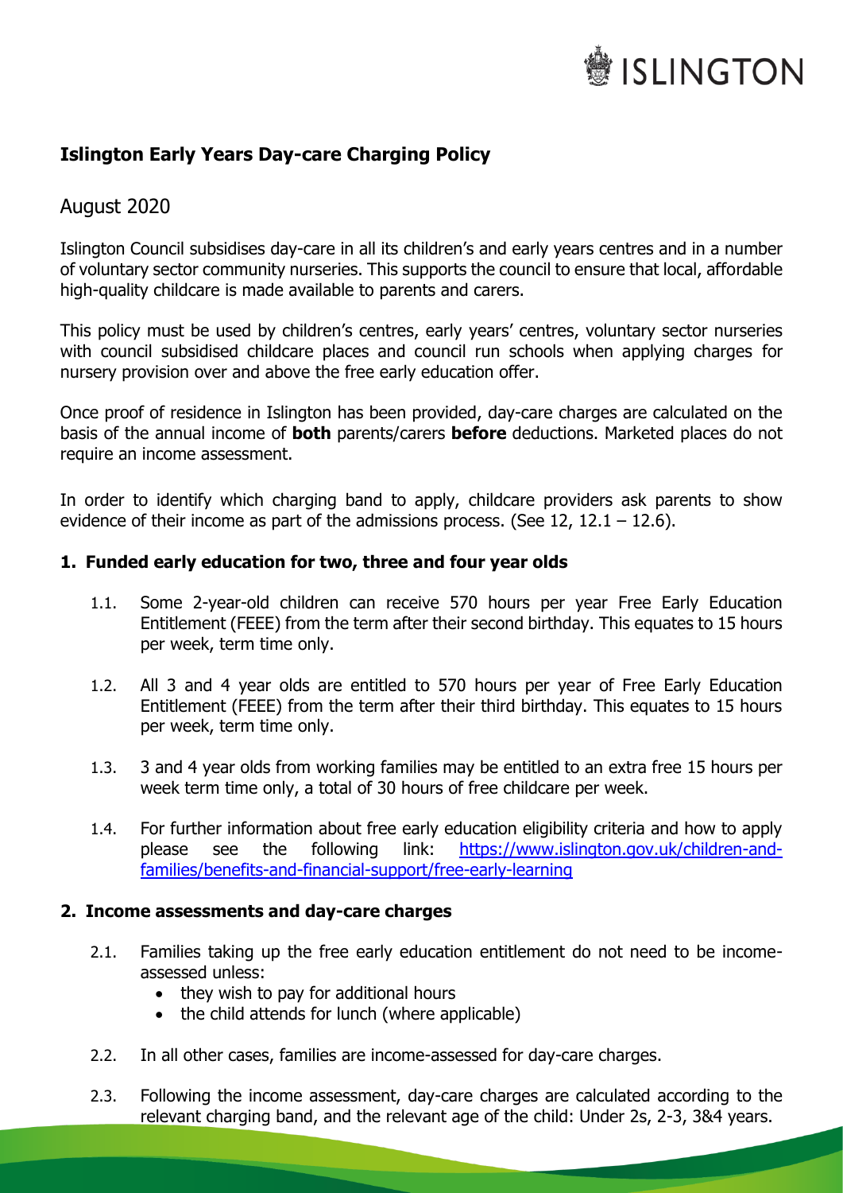# Islington Early Years Day-care Charging Policy

August 2020

Islington Council subsidises day-care in all its children's and early years centres and in a number of voluntary sector community nurseries. This supports the council to ensure that local, affordable high-quality childcare is made available to parents and carers.

This policy must be used by children's centres, early years' centres, voluntary sector nurseries with council subsidised childcare places and council run schools when applying charges for nursery provision over and above the free early education offer.

Once proof of residence in Islington has been provided, day-care charges are calculated on the basis of the annual income of **both** parents/carers **before** deductions. Marketed places do not require an income assessment.

In order to identify which charging band to apply, childcare providers ask parents to show evidence of their income as part of the admissions process. (See 12, 12.1 – 12.6).

## 1. Funded early education for two, three and four year olds

1.1. Some 2-year-old children can receive 570 hours per year Free Early Education Entitlement (FEEE) from the term after their second birthday. This equates to 15 hours per week, term time only.

1.2. All 3 and 4 year olds are entitled to 570 hours per year of Free Early Education Entitlement (FEEE) from the term after their third birthday. This equates to 15 hours per week, term time only.

1.3. 3 and 4 year olds from working families may be entitled to an extra free 15 hours per week term time only, a total of 30 hours of free childcare per week.

1.4. For further information about free early education eligibility criteria and how to apply please see the following link: https://www.islington.gov.uk/children-and-families/benefits-and-financial-support/free-early-learning

## 2. Income assessments and day-care charges

2.1. Families taking up the free early education entitlement do not need to be income-assessed unless:

- they wish to pay for additional hours
- the child attends for lunch (where applicable)

2.2. In all other cases, families are income-assessed for day-care charges.

2.3. Following the income assessment, day-care charges are calculated according to the relevant charging band, and the relevant age of the child: Under 2s, 2-3, 3&4 years.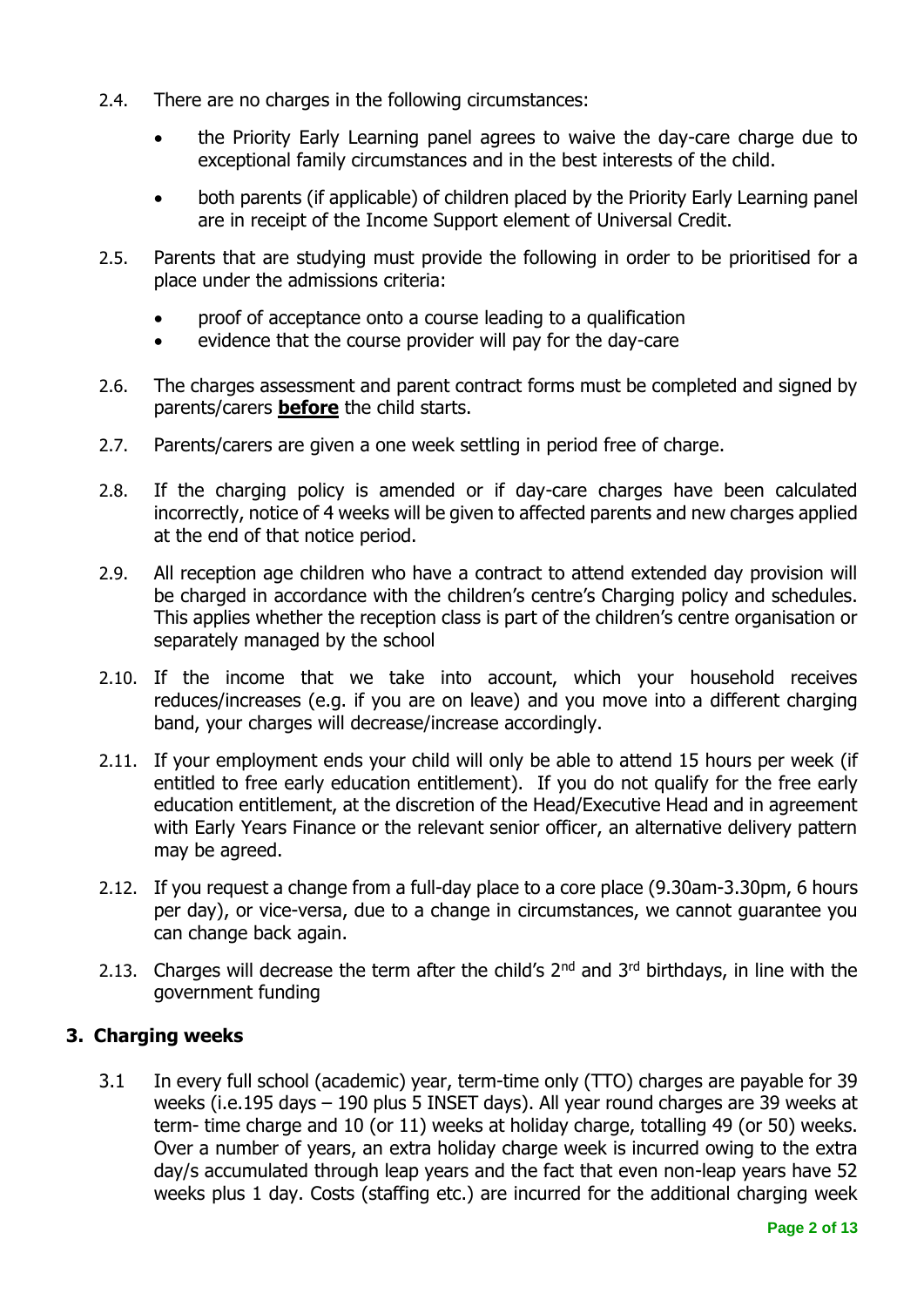2.4. There are no charges in the following circumstances:

- the Priority Early Learning panel agrees to waive the day-care charge due to exceptional family circumstances and in the best interests of the child.
- both parents (if applicable) of children placed by the Priority Early Learning panel are in receipt of the Income Support element of Universal Credit.

2.5. Parents that are studying must provide the following in order to be prioritised for a place under the admissions criteria:

- proof of acceptance onto a course leading to a qualification
- evidence that the course provider will pay for the day-care

2.6. The charges assessment and parent contract forms must be completed and signed by parents/carers **before** the child starts.

2.7. Parents/carers are given a one week settling in period free of charge.

2.8. If the charging policy is amended or if day-care charges have been calculated incorrectly, notice of 4 weeks will be given to affected parents and new charges applied at the end of that notice period.

2.9. All reception age children who have a contract to attend extended day provision will be charged in accordance with the children's centre's Charging policy and schedules. This applies whether the reception class is part of the children's centre organisation or separately managed by the school

2.10. If the income that we take into account, which your household receives reduces/increases (e.g. if you are on leave) and you move into a different charging band, your charges will decrease/increase accordingly.

2.11. If your employment ends your child will only be able to attend 15 hours per week (if entitled to free early education entitlement). If you do not qualify for the free early education entitlement, at the discretion of the Head/Executive Head and in agreement with Early Years Finance or the relevant senior officer, an alternative delivery pattern may be agreed.

2.12. If you request a change from a full-day place to a core place (9.30am-3.30pm, 6 hours per day), or vice-versa, due to a change in circumstances, we cannot guarantee you can change back again.

2.13. Charges will decrease the term after the child's 2nd and 3rd birthdays, in line with the government funding

## 3. Charging weeks

3.1 In every full school (academic) year, term-time only (TTO) charges are payable for 39 weeks (i.e.195 days – 190 plus 5 INSET days). All year round charges are 39 weeks at term- time charge and 10 (or 11) weeks at holiday charge, totalling 49 (or 50) weeks. Over a number of years, an extra holiday charge week is incurred owing to the extra day/s accumulated through leap years and the fact that even non-leap years have 52 weeks plus 1 day. Costs (staffing etc.) are incurred for the additional charging week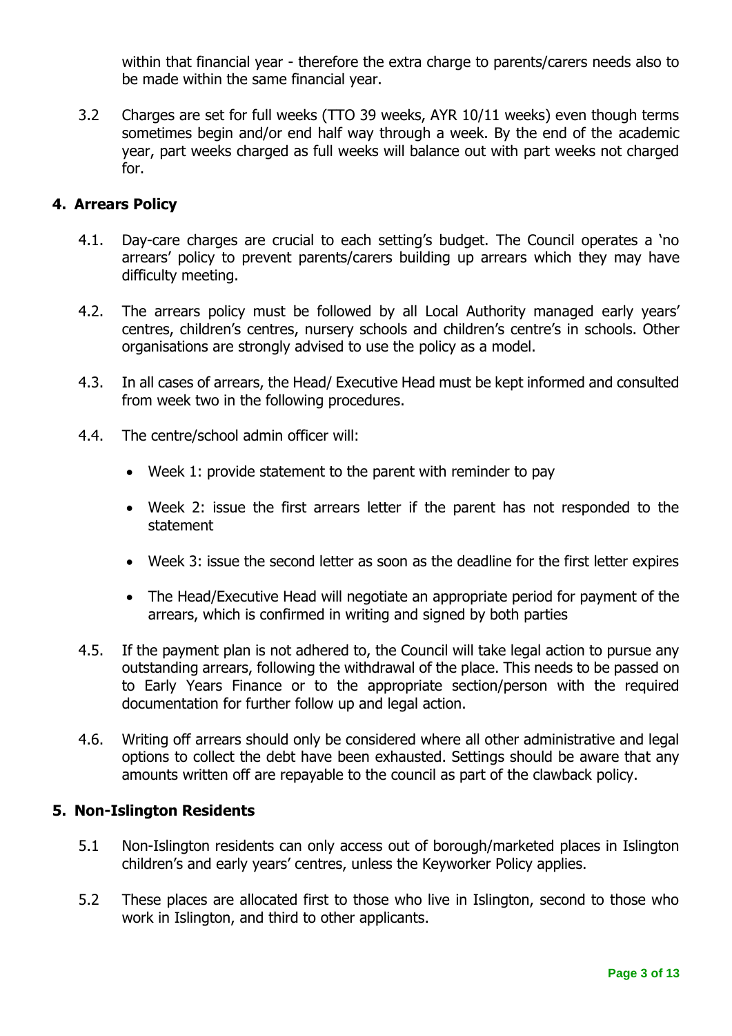within that financial year - therefore the extra charge to parents/carers needs also to be made within the same financial year.

3.2 Charges are set for full weeks (TTO 39 weeks, AYR 10/11 weeks) even though terms sometimes begin and/or end half way through a week. By the end of the academic year, part weeks charged as full weeks will balance out with part weeks not charged for.

## 4. Arrears Policy

4.1. Day-care charges are crucial to each setting's budget. The Council operates a 'no arrears' policy to prevent parents/carers building up arrears which they may have difficulty meeting.

4.2. The arrears policy must be followed by all Local Authority managed early years' centres, children's centres, nursery schools and children's centre's in schools. Other organisations are strongly advised to use the policy as a model.

4.3. In all cases of arrears, the Head/ Executive Head must be kept informed and consulted from week two in the following procedures.

4.4. The centre/school admin officer will:

- Week 1: provide statement to the parent with reminder to pay
- Week 2: issue the first arrears letter if the parent has not responded to the statement
- Week 3: issue the second letter as soon as the deadline for the first letter expires
- The Head/Executive Head will negotiate an appropriate period for payment of the arrears, which is confirmed in writing and signed by both parties

4.5. If the payment plan is not adhered to, the Council will take legal action to pursue any outstanding arrears, following the withdrawal of the place. This needs to be passed on to Early Years Finance or to the appropriate section/person with the required documentation for further follow up and legal action.

4.6. Writing off arrears should only be considered where all other administrative and legal options to collect the debt have been exhausted. Settings should be aware that any amounts written off are repayable to the council as part of the clawback policy.

## 5. Non-Islington Residents

5.1 Non-Islington residents can only access out of borough/marketed places in Islington children's and early years' centres, unless the Keyworker Policy applies.

5.2 These places are allocated first to those who live in Islington, second to those who work in Islington, and third to other applicants.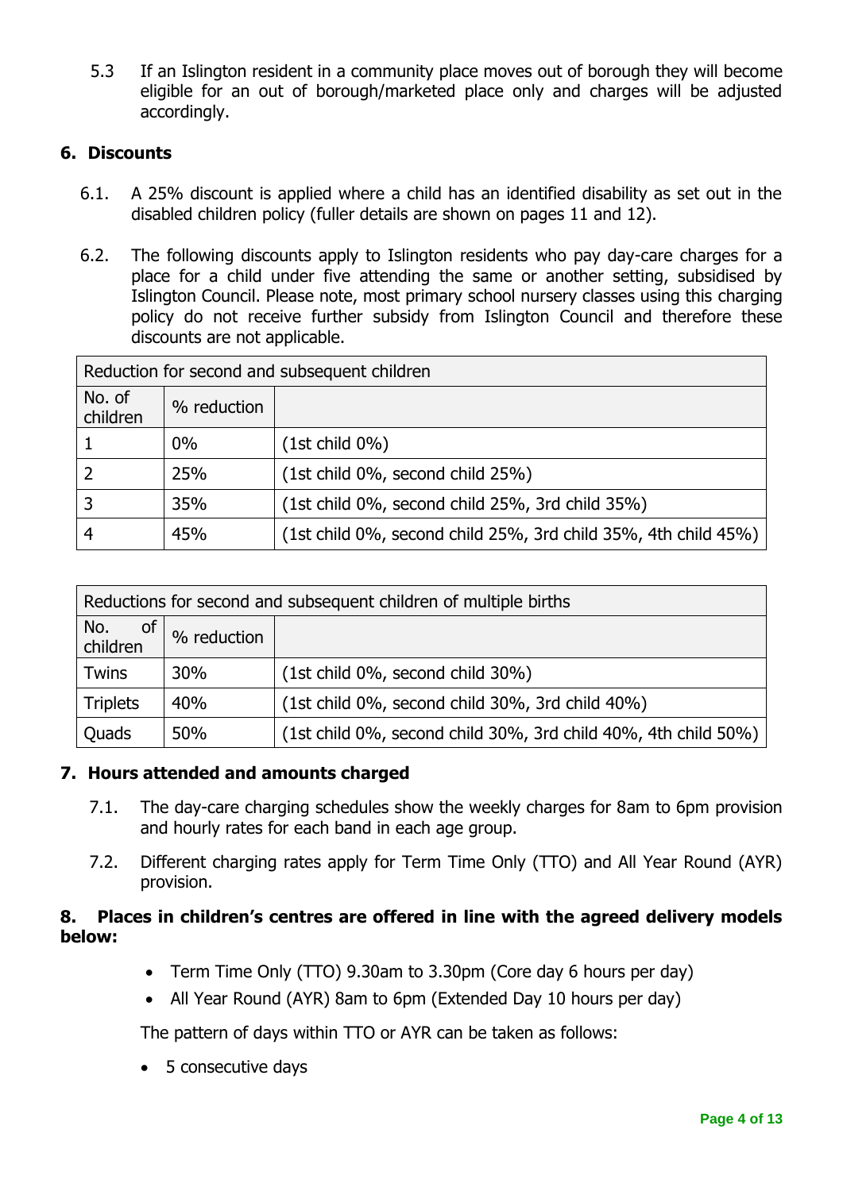5.3 If an Islington resident in a community place moves out of borough they will become eligible for an out of borough/marketed place only and charges will be adjusted accordingly.

## 6. Discounts

6.1. A 25% discount is applied where a child has an identified disability as set out in the disabled children policy (fuller details are shown on pages 11 and 12).

6.2. The following discounts apply to Islington residents who pay day-care charges for a place for a child under five attending the same or another setting, subsidised by Islington Council. Please note, most primary school nursery classes using this charging policy do not receive further subsidy from Islington Council and therefore these discounts are not applicable.

| Reduction for second and subsequent children | | |
|---|---|---|
| No. of children | % reduction | |
| 1 | 0% | (1st child 0%) |
| 2 | 25% | (1st child 0%, second child 25%) |
| 3 | 35% | (1st child 0%, second child 25%, 3rd child 35%) |
| 4 | 45% | (1st child 0%, second child 25%, 3rd child 35%, 4th child 45%) |

| Reductions for second and subsequent children of multiple births | | |
|---|---|---|
| No. of children | % reduction | |
| Twins | 30% | (1st child 0%, second child 30%) |
| Triplets | 40% | (1st child 0%, second child 30%, 3rd child 40%) |
| Quads | 50% | (1st child 0%, second child 30%, 3rd child 40%, 4th child 50%) |

## 7. Hours attended and amounts charged

7.1. The day-care charging schedules show the weekly charges for 8am to 6pm provision and hourly rates for each band in each age group.

7.2. Different charging rates apply for Term Time Only (TTO) and All Year Round (AYR) provision.

## 8. Places in children's centres are offered in line with the agreed delivery models below:

- Term Time Only (TTO) 9.30am to 3.30pm (Core day 6 hours per day)
- All Year Round (AYR) 8am to 6pm (Extended Day 10 hours per day)

The pattern of days within TTO or AYR can be taken as follows:

- 5 consecutive days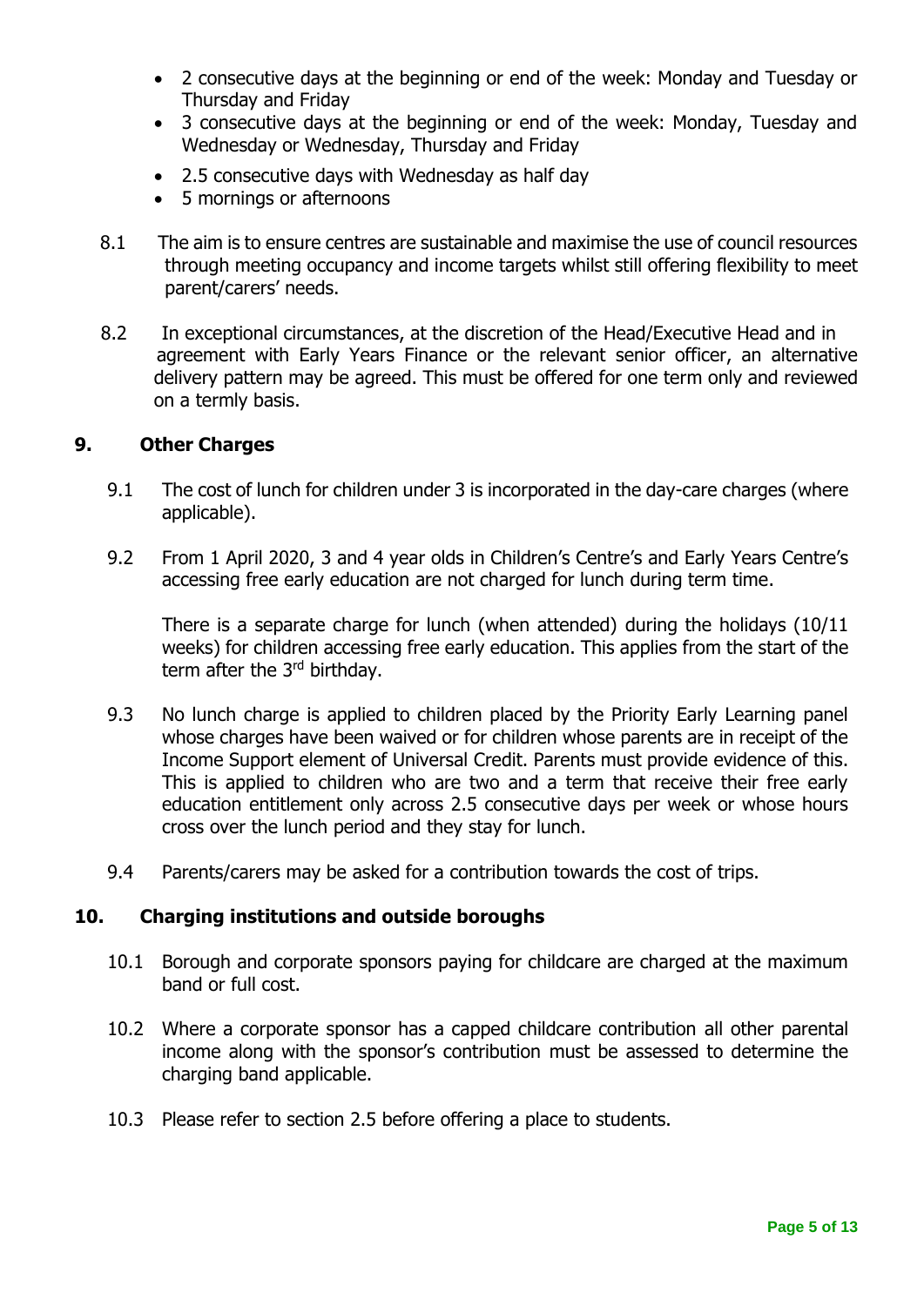- 2 consecutive days at the beginning or end of the week: Monday and Tuesday or Thursday and Friday
- 3 consecutive days at the beginning or end of the week: Monday, Tuesday and Wednesday or Wednesday, Thursday and Friday
- 2.5 consecutive days with Wednesday as half day
- 5 mornings or afternoons

8.1 The aim is to ensure centres are sustainable and maximise the use of council resources through meeting occupancy and income targets whilst still offering flexibility to meet parent/carers' needs.

8.2 In exceptional circumstances, at the discretion of the Head/Executive Head and in agreement with Early Years Finance or the relevant senior officer, an alternative delivery pattern may be agreed. This must be offered for one term only and reviewed on a termly basis.

## 9. Other Charges

9.1 The cost of lunch for children under 3 is incorporated in the day-care charges (where applicable).

9.2 From 1 April 2020, 3 and 4 year olds in Children's Centre's and Early Years Centre's accessing free early education are not charged for lunch during term time.

There is a separate charge for lunch (when attended) during the holidays (10/11 weeks) for children accessing free early education. This applies from the start of the term after the 3rd birthday.

9.3 No lunch charge is applied to children placed by the Priority Early Learning panel whose charges have been waived or for children whose parents are in receipt of the Income Support element of Universal Credit. Parents must provide evidence of this. This is applied to children who are two and a term that receive their free early education entitlement only across 2.5 consecutive days per week or whose hours cross over the lunch period and they stay for lunch.

9.4 Parents/carers may be asked for a contribution towards the cost of trips.

## 10. Charging institutions and outside boroughs

10.1 Borough and corporate sponsors paying for childcare are charged at the maximum band or full cost.

10.2 Where a corporate sponsor has a capped childcare contribution all other parental income along with the sponsor's contribution must be assessed to determine the charging band applicable.

10.3 Please refer to section 2.5 before offering a place to students.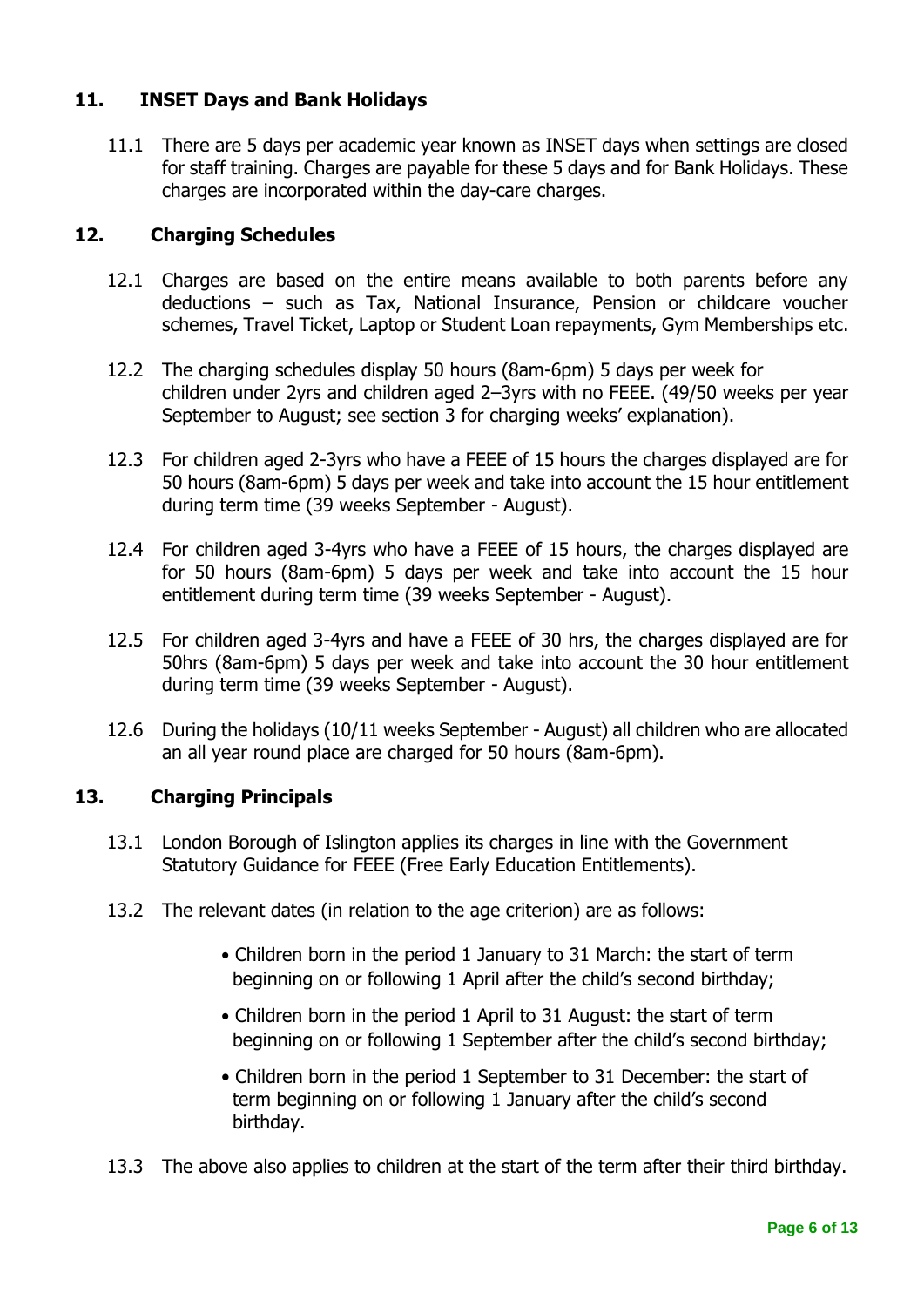## 11. INSET Days and Bank Holidays

11.1 There are 5 days per academic year known as INSET days when settings are closed for staff training. Charges are payable for these 5 days and for Bank Holidays. These charges are incorporated within the day-care charges.

## 12. Charging Schedules

12.1 Charges are based on the entire means available to both parents before any deductions – such as Tax, National Insurance, Pension or childcare voucher schemes, Travel Ticket, Laptop or Student Loan repayments, Gym Memberships etc.

12.2 The charging schedules display 50 hours (8am-6pm) 5 days per week for children under 2yrs and children aged 2–3yrs with no FEEE. (49/50 weeks per year September to August; see section 3 for charging weeks' explanation).

12.3 For children aged 2-3yrs who have a FEEE of 15 hours the charges displayed are for 50 hours (8am-6pm) 5 days per week and take into account the 15 hour entitlement during term time (39 weeks September - August).

12.4 For children aged 3-4yrs who have a FEEE of 15 hours, the charges displayed are for 50 hours (8am-6pm) 5 days per week and take into account the 15 hour entitlement during term time (39 weeks September - August).

12.5 For children aged 3-4yrs and have a FEEE of 30 hrs, the charges displayed are for 50hrs (8am-6pm) 5 days per week and take into account the 30 hour entitlement during term time (39 weeks September - August).

12.6 During the holidays (10/11 weeks September - August) all children who are allocated an all year round place are charged for 50 hours (8am-6pm).

## 13. Charging Principals

13.1 London Borough of Islington applies its charges in line with the Government Statutory Guidance for FEEE (Free Early Education Entitlements).

13.2 The relevant dates (in relation to the age criterion) are as follows:

- Children born in the period 1 January to 31 March: the start of term beginning on or following 1 April after the child's second birthday;
- Children born in the period 1 April to 31 August: the start of term beginning on or following 1 September after the child's second birthday;
- Children born in the period 1 September to 31 December: the start of term beginning on or following 1 January after the child's second birthday.

13.3 The above also applies to children at the start of the term after their third birthday.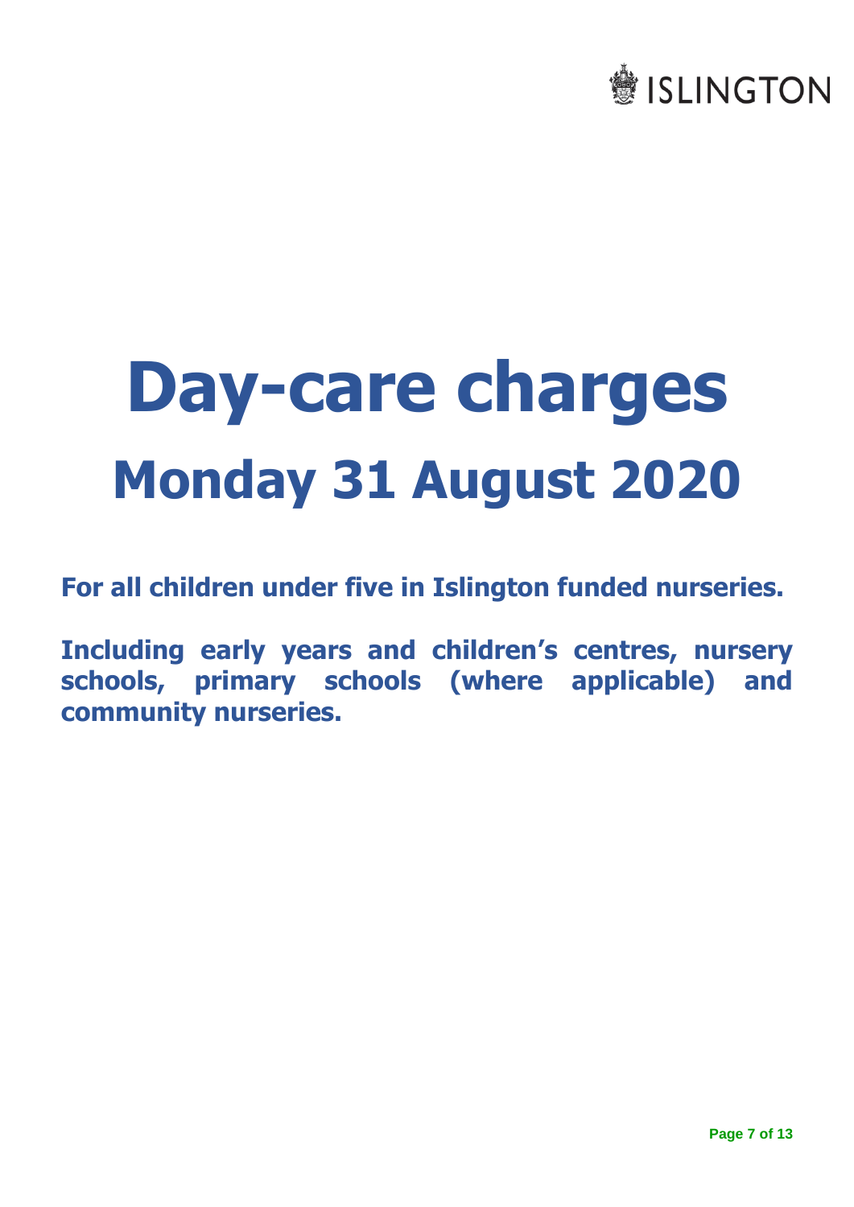# Day-care charges

## Monday 31 August 2020

**For all children under five in Islington funded nurseries.**

**Including early years and children's centres, nursery schools, primary schools (where applicable) and community nurseries.**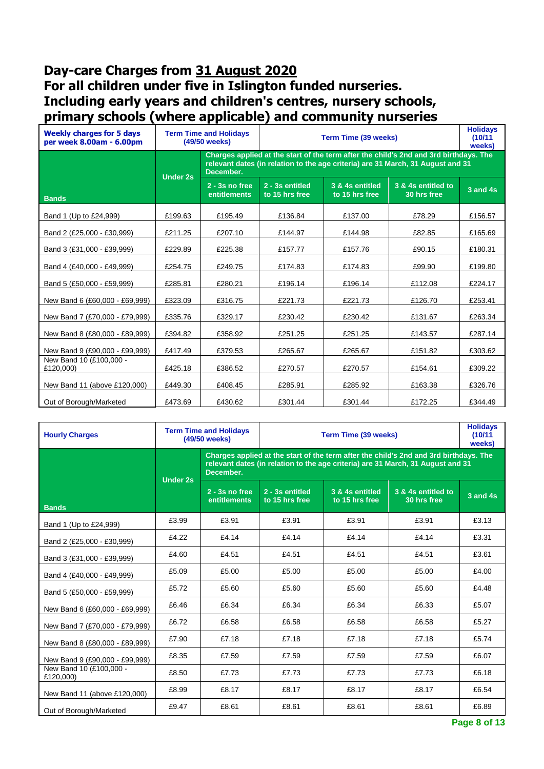# Day-care Charges from 31 August 2020
# For all children under five in Islington funded nurseries. Including early years and children's centres, nursery schools, primary schools (where applicable) and community nurseries

| Weekly charges for 5 days per week 8.00am - 6.00pm | Term Time and Holidays (49/50 weeks) | | Term Time (39 weeks) | | | Holidays (10/11 weeks) |
|---|---|---|---|---|---|---|
| | Under 2s | Charges applied at the start of the term after the child's 2nd and 3rd birthdays. The relevant dates (in relation to the age criteria) are 31 March, 31 August and 31 December. | | | | |
| Bands | | 2 - 3s no free entitlements | 2 - 3s entitled to 15 hrs free | 3 & 4s entitled to 15 hrs free | 3 & 4s entitled to 30 hrs free | 3 and 4s |
| Band 1 (Up to £24,999) | £199.63 | £195.49 | £136.84 | £137.00 | £78.29 | £156.57 |
| Band 2 (£25,000 - £30,999) | £211.25 | £207.10 | £144.97 | £144.98 | £82.85 | £165.69 |
| Band 3 (£31,000 - £39,999) | £229.89 | £225.38 | £157.77 | £157.76 | £90.15 | £180.31 |
| Band 4 (£40,000 - £49,999) | £254.75 | £249.75 | £174.83 | £174.83 | £99.90 | £199.80 |
| Band 5 (£50,000 - £59,999) | £285.81 | £280.21 | £196.14 | £196.14 | £112.08 | £224.17 |
| New Band 6 (£60,000 - £69,999) | £323.09 | £316.75 | £221.73 | £221.73 | £126.70 | £253.41 |
| New Band 7 (£70,000 - £79,999) | £335.76 | £329.17 | £230.42 | £230.42 | £131.67 | £263.34 |
| New Band 8 (£80,000 - £89,999) | £394.82 | £358.92 | £251.25 | £251.25 | £143.57 | £287.14 |
| New Band 9 (£90,000 - £99,999) | £417.49 | £379.53 | £265.67 | £265.67 | £151.82 | £303.62 |
| New Band 10 (£100,000 - £120,000) | £425.18 | £386.52 | £270.57 | £270.57 | £154.61 | £309.22 |
| New Band 11 (above £120,000) | £449.30 | £408.45 | £285.91 | £285.92 | £163.38 | £326.76 |
| Out of Borough/Marketed | £473.69 | £430.62 | £301.44 | £301.44 | £172.25 | £344.49 |

| Hourly Charges | Term Time and Holidays (49/50 weeks) | | Term Time (39 weeks) | | | Holidays (10/11 weeks) |
|---|---|---|---|---|---|---|
| | Under 2s | Charges applied at the start of the term after the child's 2nd and 3rd birthdays. The relevant dates (in relation to the age criteria) are 31 March, 31 August and 31 December. | | | | |
| Bands | | 2 - 3s no free entitlements | 2 - 3s entitled to 15 hrs free | 3 & 4s entitled to 15 hrs free | 3 & 4s entitled to 30 hrs free | 3 and 4s |
| Band 1 (Up to £24,999) | £3.99 | £3.91 | £3.91 | £3.91 | £3.91 | £3.13 |
| Band 2 (£25,000 - £30,999) | £4.22 | £4.14 | £4.14 | £4.14 | £4.14 | £3.31 |
| Band 3 (£31,000 - £39,999) | £4.60 | £4.51 | £4.51 | £4.51 | £4.51 | £3.61 |
| Band 4 (£40,000 - £49,999) | £5.09 | £5.00 | £5.00 | £5.00 | £5.00 | £4.00 |
| Band 5 (£50,000 - £59,999) | £5.72 | £5.60 | £5.60 | £5.60 | £5.60 | £4.48 |
| New Band 6 (£60,000 - £69,999) | £6.46 | £6.34 | £6.34 | £6.34 | £6.33 | £5.07 |
| New Band 7 (£70,000 - £79,999) | £6.72 | £6.58 | £6.58 | £6.58 | £6.58 | £5.27 |
| New Band 8 (£80,000 - £89,999) | £7.90 | £7.18 | £7.18 | £7.18 | £7.18 | £5.74 |
| New Band 9 (£90,000 - £99,999) | £8.35 | £7.59 | £7.59 | £7.59 | £7.59 | £6.07 |
| New Band 10 (£100,000 - £120,000) | £8.50 | £7.73 | £7.73 | £7.73 | £7.73 | £6.18 |
| New Band 11 (above £120,000) | £8.99 | £8.17 | £8.17 | £8.17 | £8.17 | £6.54 |
| Out of Borough/Marketed | £9.47 | £8.61 | £8.61 | £8.61 | £8.61 | £6.89 |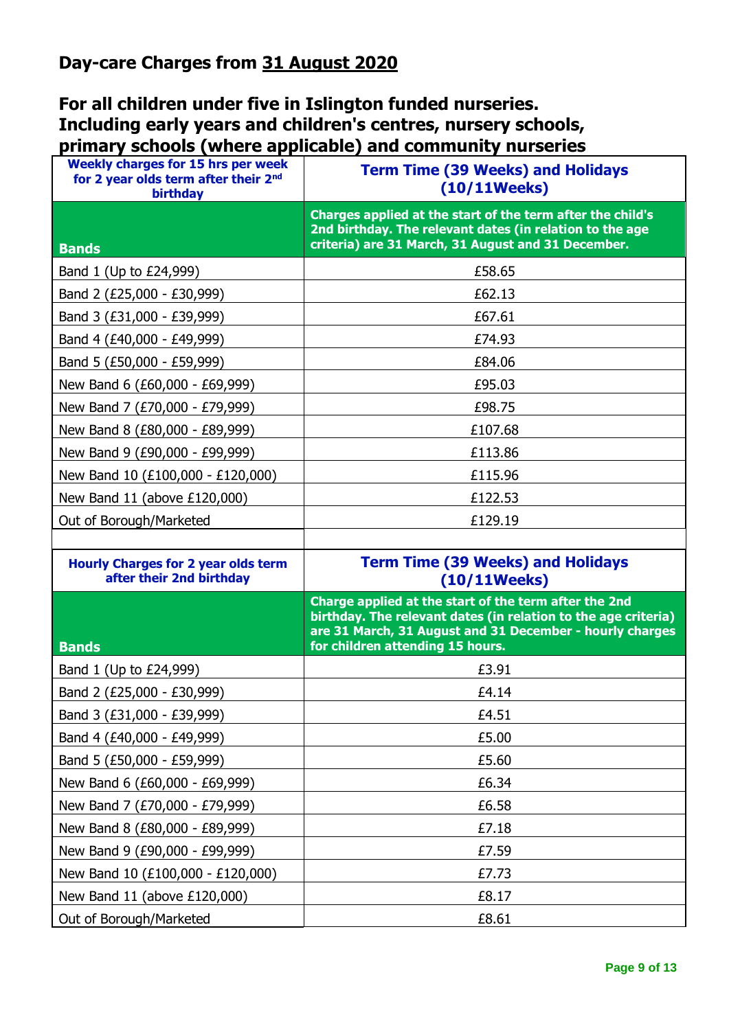## Day-care Charges from 31 August 2020

## For all children under five in Islington funded nurseries. Including early years and children's centres, nursery schools, primary schools (where applicable) and community nurseries

| Weekly charges for 15 hrs per week for 2 year olds term after their 2nd birthday | Term Time (39 Weeks) and Holidays (10/11Weeks) |
|---|---|
| **Bands** | **Charges applied at the start of the term after the child's 2nd birthday. The relevant dates (in relation to the age criteria) are 31 March, 31 August and 31 December.** |
| Band 1 (Up to £24,999) | £58.65 |
| Band 2 (£25,000 - £30,999) | £62.13 |
| Band 3 (£31,000 - £39,999) | £67.61 |
| Band 4 (£40,000 - £49,999) | £74.93 |
| Band 5 (£50,000 - £59,999) | £84.06 |
| New Band 6 (£60,000 - £69,999) | £95.03 |
| New Band 7 (£70,000 - £79,999) | £98.75 |
| New Band 8 (£80,000 - £89,999) | £107.68 |
| New Band 9 (£90,000 - £99,999) | £113.86 |
| New Band 10 (£100,000 - £120,000) | £115.96 |
| New Band 11 (above £120,000) | £122.53 |
| Out of Borough/Marketed | £129.19 |

| Hourly Charges for 2 year olds term after their 2nd birthday | Term Time (39 Weeks) and Holidays (10/11Weeks) |
|---|---|
| **Bands** | **Charge applied at the start of the term after the 2nd birthday. The relevant dates (in relation to the age criteria) are 31 March, 31 August and 31 December - hourly charges for children attending 15 hours.** |
| Band 1 (Up to £24,999) | £3.91 |
| Band 2 (£25,000 - £30,999) | £4.14 |
| Band 3 (£31,000 - £39,999) | £4.51 |
| Band 4 (£40,000 - £49,999) | £5.00 |
| Band 5 (£50,000 - £59,999) | £5.60 |
| New Band 6 (£60,000 - £69,999) | £6.34 |
| New Band 7 (£70,000 - £79,999) | £6.58 |
| New Band 8 (£80,000 - £89,999) | £7.18 |
| New Band 9 (£90,000 - £99,999) | £7.59 |
| New Band 10 (£100,000 - £120,000) | £7.73 |
| New Band 11 (above £120,000) | £8.17 |
| Out of Borough/Marketed | £8.61 |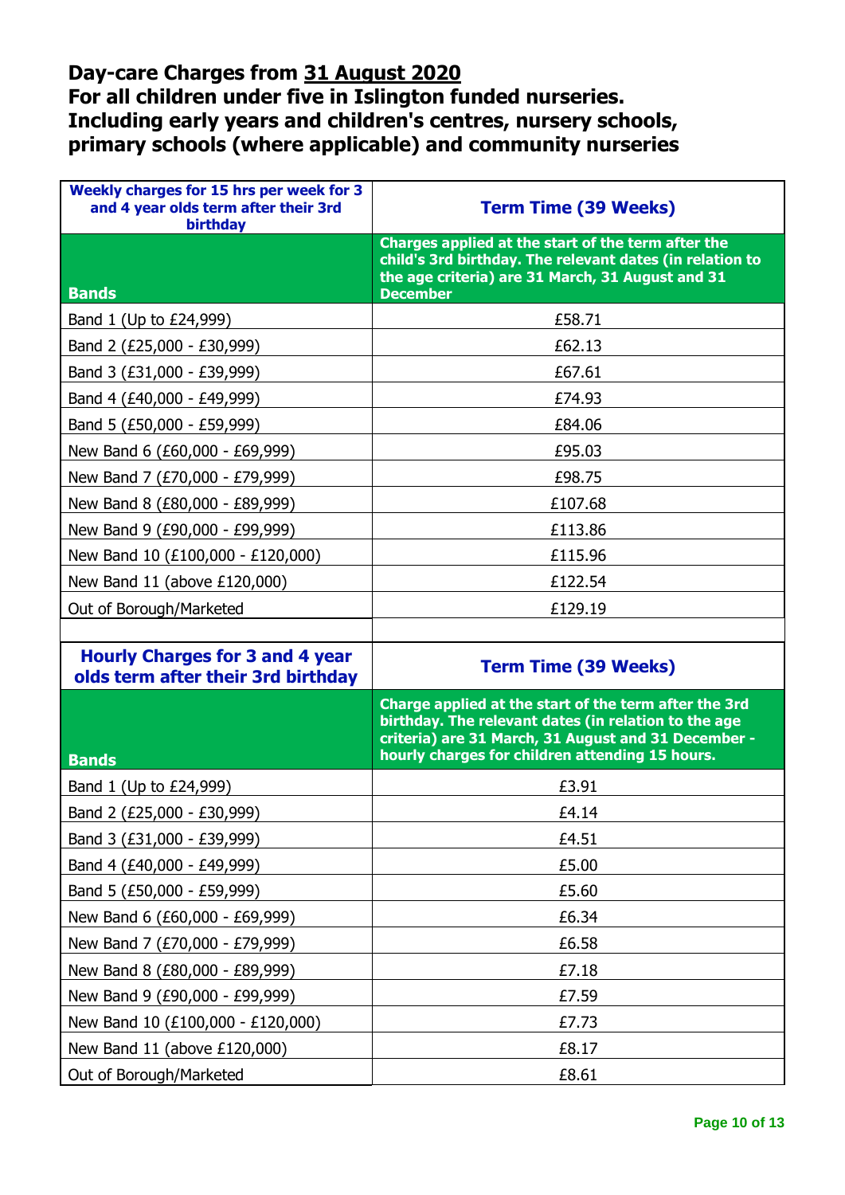## Day-care Charges from 31 August 2020
## For all children under five in Islington funded nurseries. Including early years and children's centres, nursery schools, primary schools (where applicable) and community nurseries

| Weekly charges for 15 hrs per week for 3 and 4 year olds term after their 3rd birthday | Term Time (39 Weeks) |
|---|---|
| **Bands** | **Charges applied at the start of the term after the child's 3rd birthday. The relevant dates (in relation to the age criteria) are 31 March, 31 August and 31 December** |
| Band 1 (Up to £24,999) | £58.71 |
| Band 2 (£25,000 - £30,999) | £62.13 |
| Band 3 (£31,000 - £39,999) | £67.61 |
| Band 4 (£40,000 - £49,999) | £74.93 |
| Band 5 (£50,000 - £59,999) | £84.06 |
| New Band 6 (£60,000 - £69,999) | £95.03 |
| New Band 7 (£70,000 - £79,999) | £98.75 |
| New Band 8 (£80,000 - £89,999) | £107.68 |
| New Band 9 (£90,000 - £99,999) | £113.86 |
| New Band 10 (£100,000 - £120,000) | £115.96 |
| New Band 11 (above £120,000) | £122.54 |
| Out of Borough/Marketed | £129.19 |

| Hourly Charges for 3 and 4 year olds term after their 3rd birthday | Term Time (39 Weeks) |
|---|---|
| **Bands** | **Charge applied at the start of the term after the 3rd birthday. The relevant dates (in relation to the age criteria) are 31 March, 31 August and 31 December - hourly charges for children attending 15 hours.** |
| Band 1 (Up to £24,999) | £3.91 |
| Band 2 (£25,000 - £30,999) | £4.14 |
| Band 3 (£31,000 - £39,999) | £4.51 |
| Band 4 (£40,000 - £49,999) | £5.00 |
| Band 5 (£50,000 - £59,999) | £5.60 |
| New Band 6 (£60,000 - £69,999) | £6.34 |
| New Band 7 (£70,000 - £79,999) | £6.58 |
| New Band 8 (£80,000 - £89,999) | £7.18 |
| New Band 9 (£90,000 - £99,999) | £7.59 |
| New Band 10 (£100,000 - £120,000) | £7.73 |
| New Band 11 (above £120,000) | £8.17 |
| Out of Borough/Marketed | £8.61 |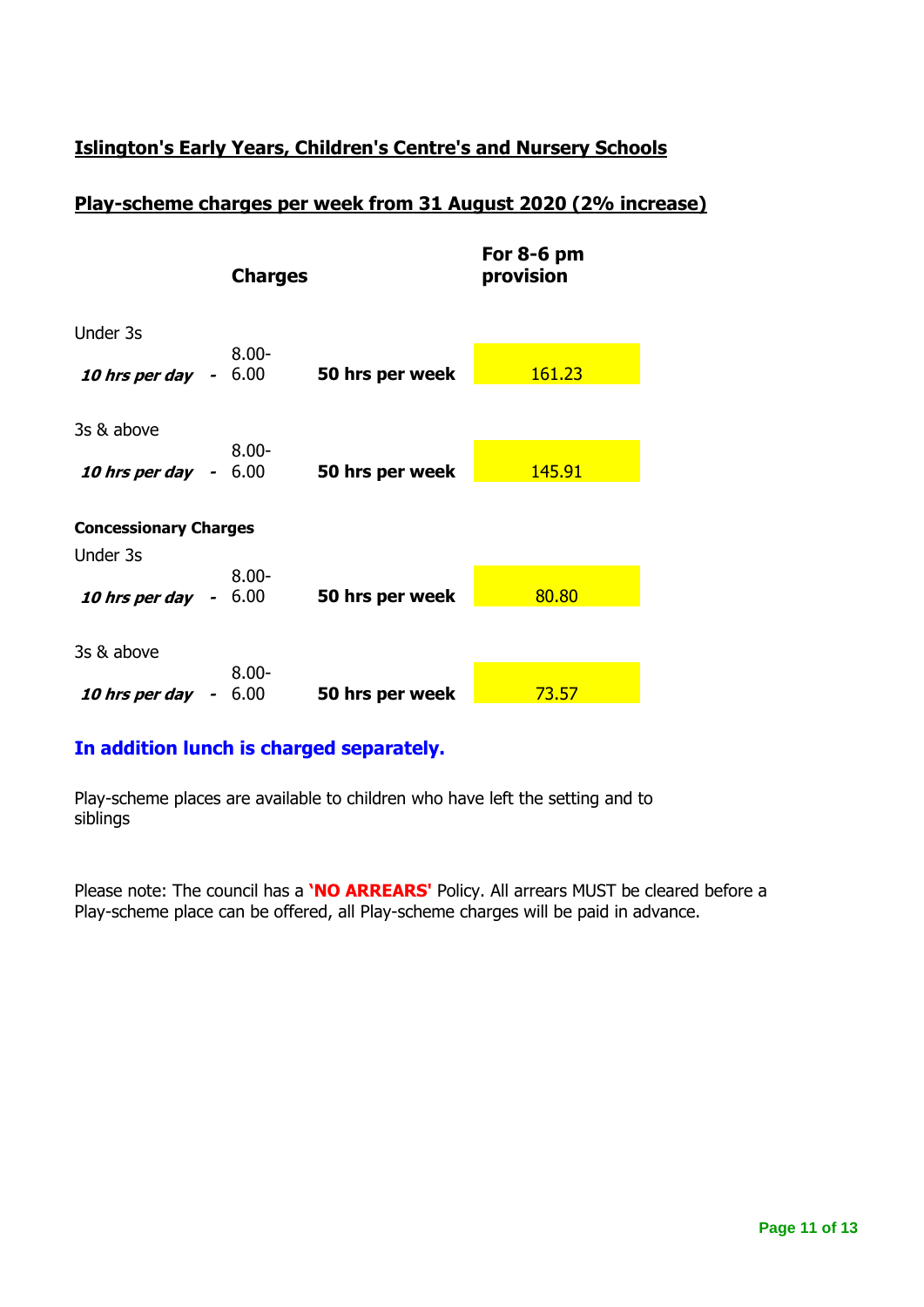## Islington's Early Years, Children's Centre's and Nursery Schools

## Play-scheme charges per week from 31 August 2020 (2% increase)

| | | Charges | | For 8-6 pm provision |
|---|---|---|---|---|
| Under 3s | | | | |
| ***10 hrs per day*** | - | 8.00-6.00 | **50 hrs per week** | 161.23 |
| 3s & above | | | | |
| ***10 hrs per day*** | - | 8.00-6.00 | **50 hrs per week** | 145.91 |
| **Concessionary Charges** | | | | |
| Under 3s | | | | |
| ***10 hrs per day*** | - | 8.00-6.00 | **50 hrs per week** | 80.80 |
| 3s & above | | | | |
| ***10 hrs per day*** | - | 8.00-6.00 | **50 hrs per week** | 73.57 |

**In addition lunch is charged separately.**

Play-scheme places are available to children who have left the setting and to siblings

Please note: The council has a **'NO ARREARS'** Policy. All arrears MUST be cleared before a Play-scheme place can be offered, all Play-scheme charges will be paid in advance.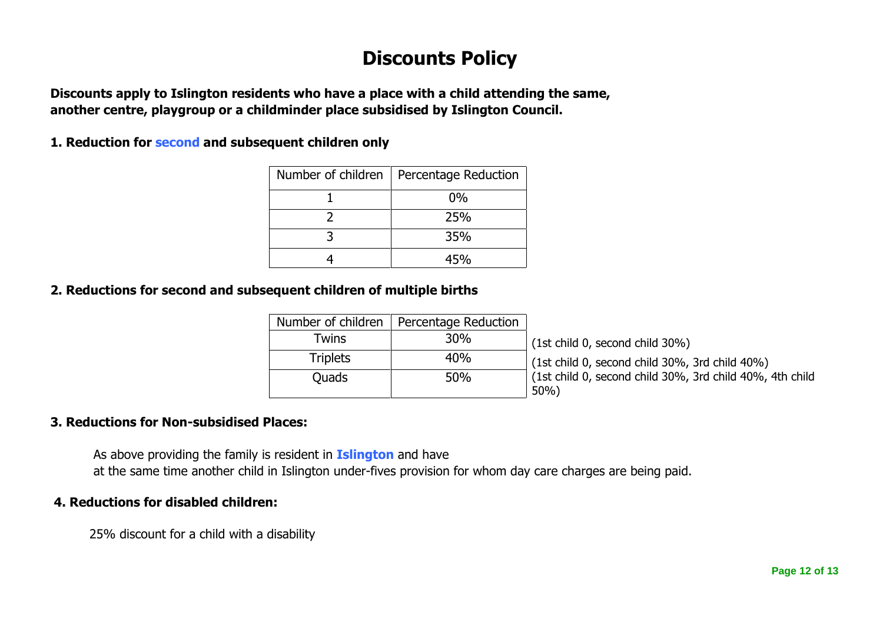# Discounts Policy

**Discounts apply to Islington residents who have a place with a child attending the same, another centre, playgroup or a childminder place subsidised by Islington Council.**

### 1. Reduction for second and subsequent children only

| Number of children | Percentage Reduction |
|---|---|
| 1 | 0% |
| 2 | 25% |
| 3 | 35% |
| 4 | 45% |

### 2. Reductions for second and subsequent children of multiple births

| Number of children | Percentage Reduction | |
|---|---|---|
| Twins | 30% | (1st child 0, second child 30%) |
| Triplets | 40% | (1st child 0, second child 30%, 3rd child 40%) |
| Quads | 50% | (1st child 0, second child 30%, 3rd child 40%, 4th child 50%) |

### 3. Reductions for Non-subsidised Places:

As above providing the family is resident in **Islington** and have at the same time another child in Islington under-fives provision for whom day care charges are being paid.

### 4. Reductions for disabled children:

25% discount for a child with a disability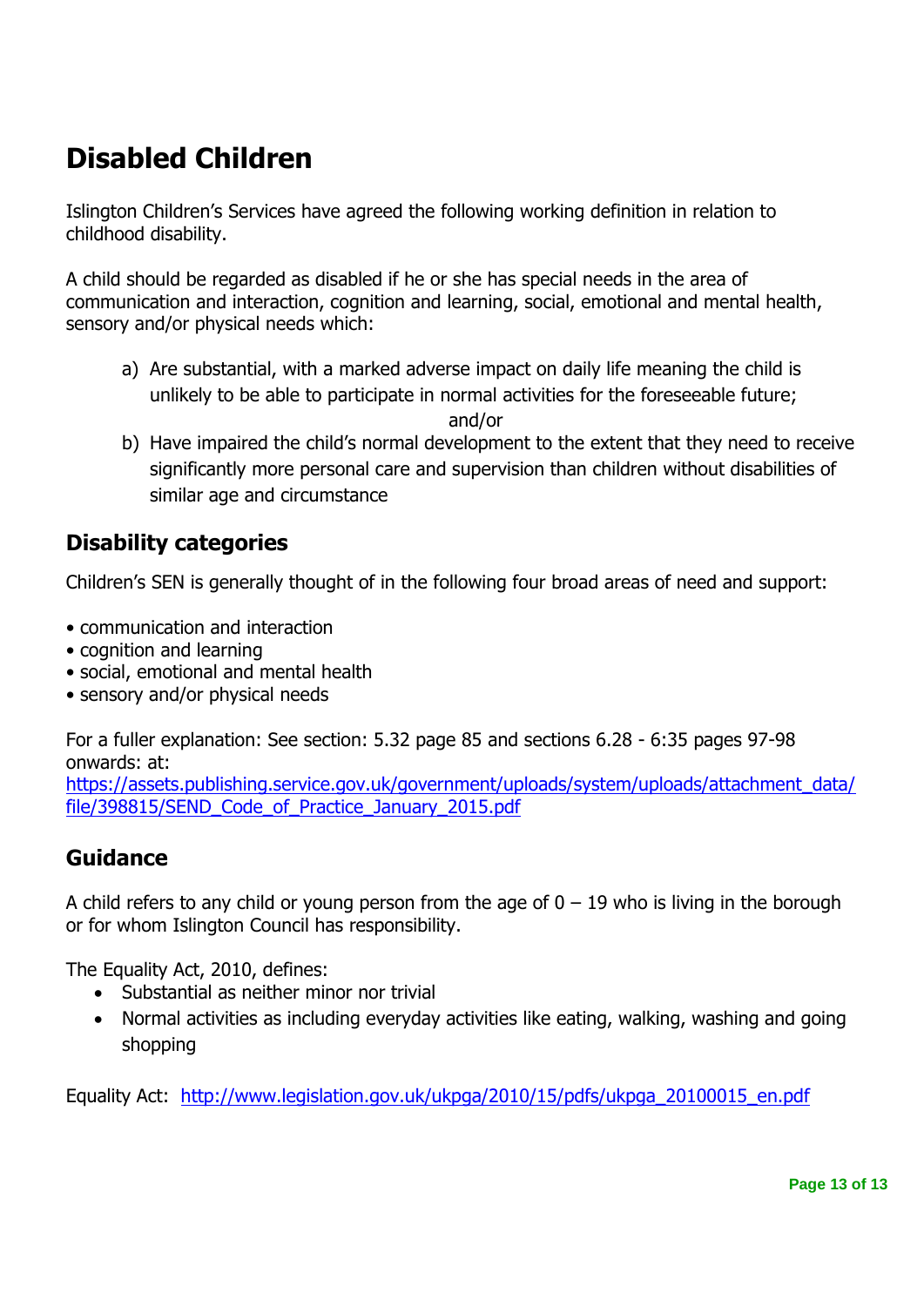# Disabled Children

Islington Children's Services have agreed the following working definition in relation to childhood disability.

A child should be regarded as disabled if he or she has special needs in the area of communication and interaction, cognition and learning, social, emotional and mental health, sensory and/or physical needs which:

a) Are substantial, with a marked adverse impact on daily life meaning the child is unlikely to be able to participate in normal activities for the foreseeable future;

and/or

b) Have impaired the child's normal development to the extent that they need to receive significantly more personal care and supervision than children without disabilities of similar age and circumstance

## Disability categories

Children's SEN is generally thought of in the following four broad areas of need and support:

- communication and interaction
- cognition and learning
- social, emotional and mental health
- sensory and/or physical needs

For a fuller explanation: See section: 5.32 page 85 and sections 6.28 - 6:35 pages 97-98 onwards: at:
[https://assets.publishing.service.gov.uk/government/uploads/system/uploads/attachment_data/file/398815/SEND_Code_of_Practice_January_2015.pdf](https://assets.publishing.service.gov.uk/government/uploads/system/uploads/attachment_data/file/398815/SEND_Code_of_Practice_January_2015.pdf)

## Guidance

A child refers to any child or young person from the age of 0 – 19 who is living in the borough or for whom Islington Council has responsibility.

The Equality Act, 2010, defines:

- Substantial as neither minor nor trivial
- Normal activities as including everyday activities like eating, walking, washing and going shopping

Equality Act: [http://www.legislation.gov.uk/ukpga/2010/15/pdfs/ukpga_20100015_en.pdf](http://www.legislation.gov.uk/ukpga/2010/15/pdfs/ukpga_20100015_en.pdf)